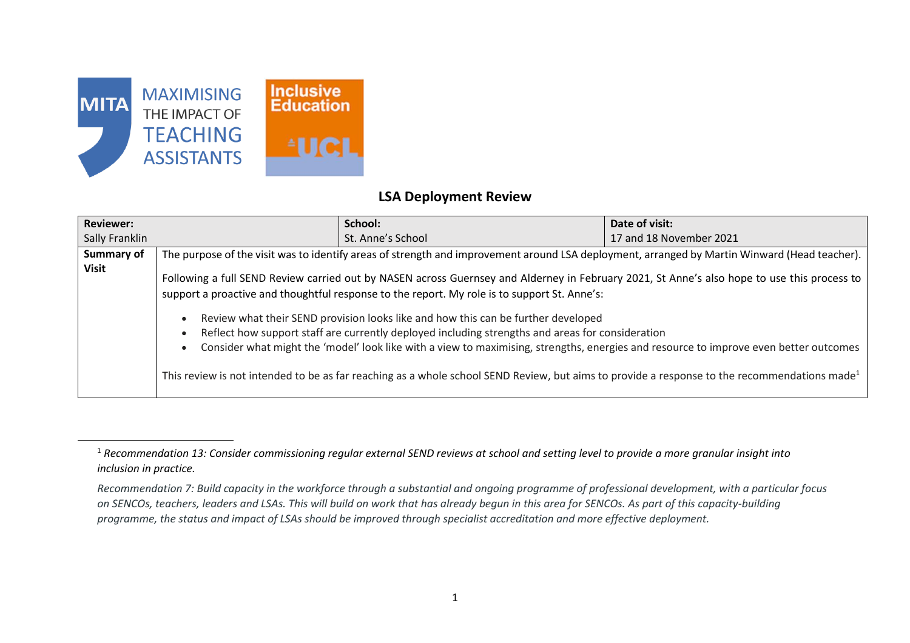MAXIMISING THE IMPACT OF TEACHING ASSISTANTS

Inclusive Education UCL

## LSA Deployment Review

| **Reviewer:** Sally Franklin | **School:** St. Anne's School | **Date of visit:** 17 and 18 November 2021 |
|---|---|---|

| | |
|---|---|
| **Summary of Visit** | The purpose of the visit was to identify areas of strength and improvement around LSA deployment, arranged by Martin Winward (Head teacher).<br><br>Following a full SEND Review carried out by NASEN across Guernsey and Alderney in February 2021, St Anne's also hope to use this process to support a proactive and thoughtful response to the report. My role is to support St. Anne's:<br><br>• Review what their SEND provision looks like and how this can be further developed<br>• Reflect how support staff are currently deployed including strengths and areas for consideration<br>• Consider what might the 'model' look like with a view to maximising, strengths, energies and resource to improve even better outcomes<br><br>This review is not intended to be as far reaching as a whole school SEND Review, but aims to provide a response to the recommendations made[1] |

[1] *Recommendation 13: Consider commissioning regular external SEND reviews at school and setting level to provide a more granular insight into inclusion in practice.*

*Recommendation 7: Build capacity in the workforce through a substantial and ongoing programme of professional development, with a particular focus on SENCOs, teachers, leaders and LSAs. This will build on work that has already begun in this area for SENCOs. As part of this capacity-building programme, the status and impact of LSAs should be improved through specialist accreditation and more effective deployment.*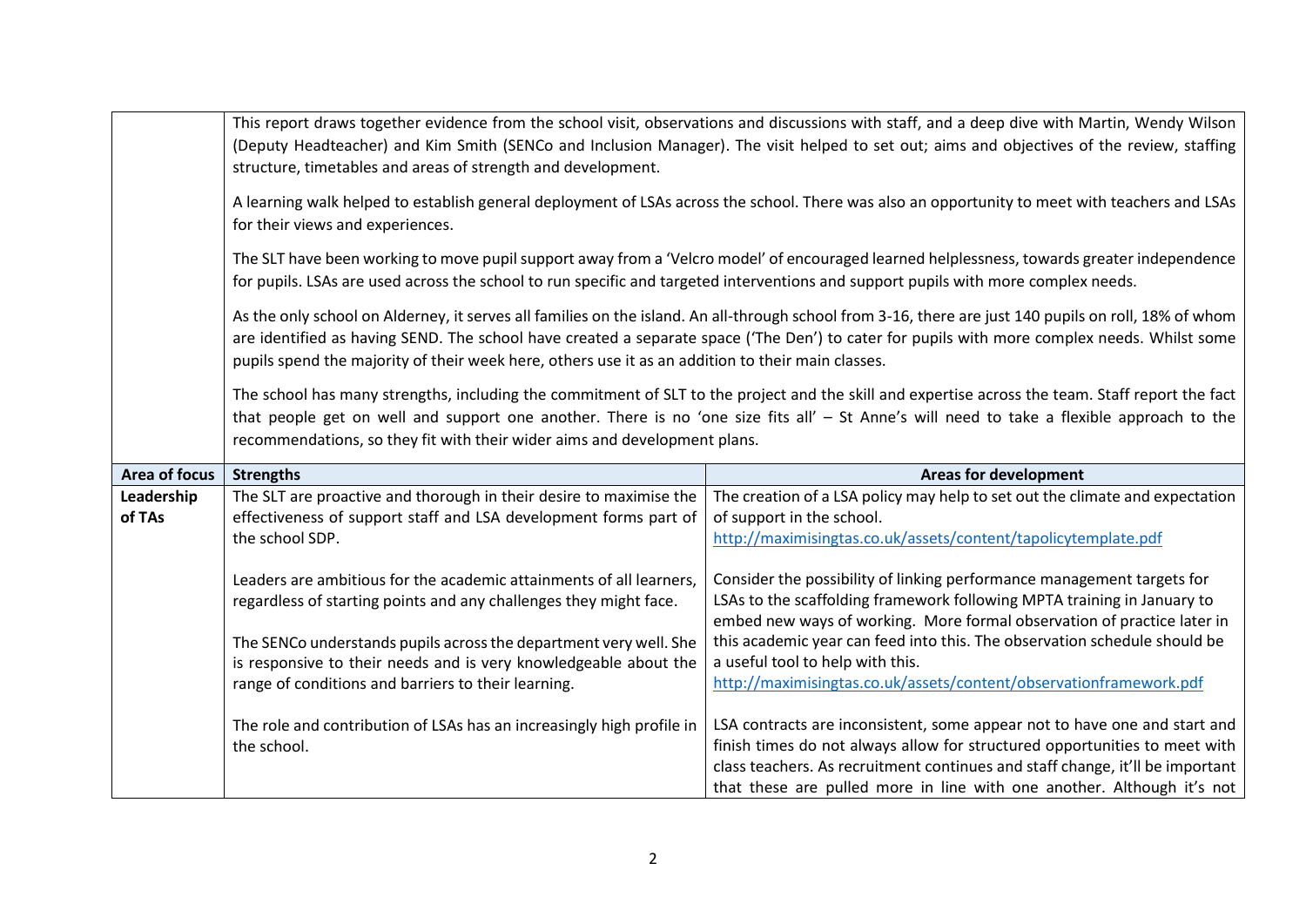| | This report draws together evidence from the school visit, observations and discussions with staff, and a deep dive with Martin, Wendy Wilson (Deputy Headteacher) and Kim Smith (SENCo and Inclusion Manager). The visit helped to set out; aims and objectives of the review, staffing structure, timetables and areas of strength and development.<br><br>A learning walk helped to establish general deployment of LSAs across the school. There was also an opportunity to meet with teachers and LSAs for their views and experiences.<br><br>The SLT have been working to move pupil support away from a 'Velcro model' of encouraged learned helplessness, towards greater independence for pupils. LSAs are used across the school to run specific and targeted interventions and support pupils with more complex needs.<br><br>As the only school on Alderney, it serves all families on the island. An all-through school from 3-16, there are just 140 pupils on roll, 18% of whom are identified as having SEND. The school have created a separate space ('The Den') to cater for pupils with more complex needs. Whilst some pupils spend the majority of their week here, others use it as an addition to their main classes.<br><br>The school has many strengths, including the commitment of SLT to the project and the skill and expertise across the team. Staff report the fact that people get on well and support one another. There is no 'one size fits all' – St Anne's will need to take a flexible approach to the recommendations, so they fit with their wider aims and development plans. | |
|---|---|---|
| **Area of focus** | **Strengths** | **Areas for development** |
| **Leadership of TAs** | The SLT are proactive and thorough in their desire to maximise the effectiveness of support staff and LSA development forms part of the school SDP.<br><br>Leaders are ambitious for the academic attainments of all learners, regardless of starting points and any challenges they might face.<br><br>The SENCo understands pupils across the department very well. She is responsive to their needs and is very knowledgeable about the range of conditions and barriers to their learning.<br><br>The role and contribution of LSAs has an increasingly high profile in the school. | The creation of a LSA policy may help to set out the climate and expectation of support in the school.<br>http://maximisingtas.co.uk/assets/content/tapolicytemplate.pdf<br><br>Consider the possibility of linking performance management targets for LSAs to the scaffolding framework following MPTA training in January to embed new ways of working. More formal observation of practice later in this academic year can feed into this. The observation schedule should be a useful tool to help with this.<br>http://maximisingtas.co.uk/assets/content/observationframework.pdf<br><br>LSA contracts are inconsistent, some appear not to have one and start and finish times do not always allow for structured opportunities to meet with class teachers. As recruitment continues and staff change, it'll be important that these are pulled more in line with one another. Although it's not |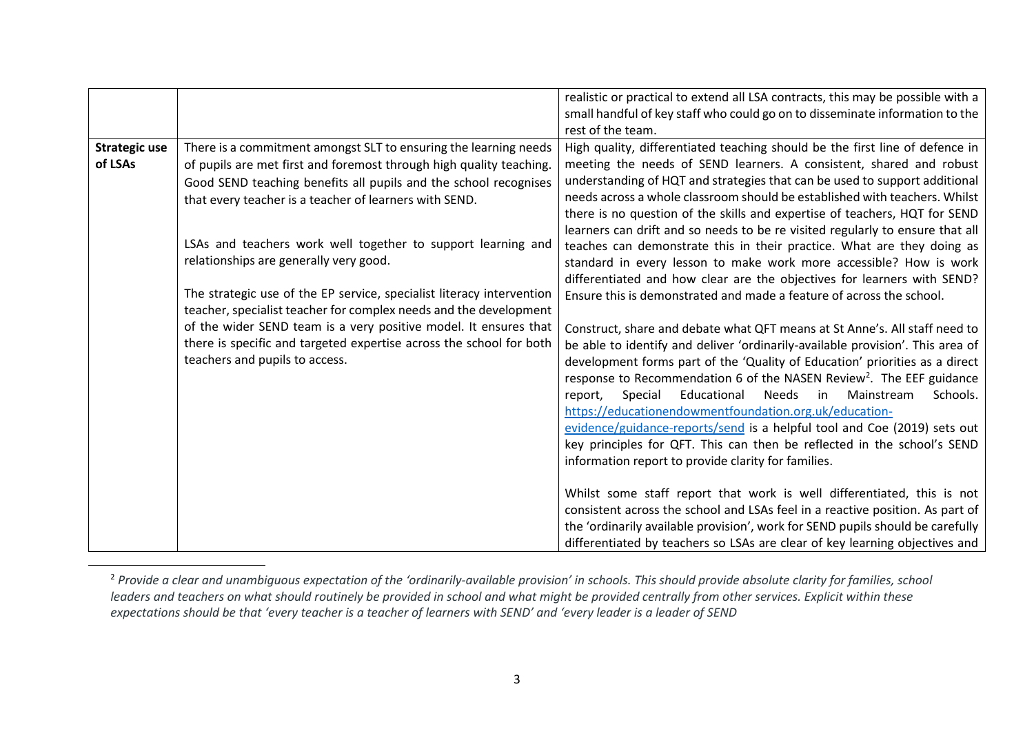| | | |
|---|---|---|
| | | realistic or practical to extend all LSA contracts, this may be possible with a small handful of key staff who could go on to disseminate information to the rest of the team. |
| **Strategic use of LSAs** | There is a commitment amongst SLT to ensuring the learning needs of pupils are met first and foremost through high quality teaching. Good SEND teaching benefits all pupils and the school recognises that every teacher is a teacher of learners with SEND.<br><br>LSAs and teachers work well together to support learning and relationships are generally very good.<br><br>The strategic use of the EP service, specialist literacy intervention teacher, specialist teacher for complex needs and the development of the wider SEND team is a very positive model. It ensures that there is specific and targeted expertise across the school for both teachers and pupils to access. | High quality, differentiated teaching should be the first line of defence in meeting the needs of SEND learners. A consistent, shared and robust understanding of HQT and strategies that can be used to support additional needs across a whole classroom should be established with teachers. Whilst there is no question of the skills and expertise of teachers, HQT for SEND learners can drift and so needs to be re visited regularly to ensure that all teaches can demonstrate this in their practice. What are they doing as standard in every lesson to make work more accessible? How is work differentiated and how clear are the objectives for learners with SEND? Ensure this is demonstrated and made a feature of across the school.<br><br>Construct, share and debate what QFT means at St Anne's. All staff need to be able to identify and deliver 'ordinarily-available provision'. This area of development forms part of the 'Quality of Education' priorities as a direct response to Recommendation 6 of the NASEN Review[2]. The EEF guidance report, Special Educational Needs in Mainstream Schools. https://educationendowmentfoundation.org.uk/education-evidence/guidance-reports/send is a helpful tool and Coe (2019) sets out key principles for QFT. This can then be reflected in the school's SEND information report to provide clarity for families.<br><br>Whilst some staff report that work is well differentiated, this is not consistent across the school and LSAs feel in a reactive position. As part of the 'ordinarily available provision', work for SEND pupils should be carefully differentiated by teachers so LSAs are clear of key learning objectives and |

[2] *Provide a clear and unambiguous expectation of the 'ordinarily-available provision' in schools. This should provide absolute clarity for families, school leaders and teachers on what should routinely be provided in school and what might be provided centrally from other services. Explicit within these expectations should be that 'every teacher is a teacher of learners with SEND' and 'every leader is a leader of SEND*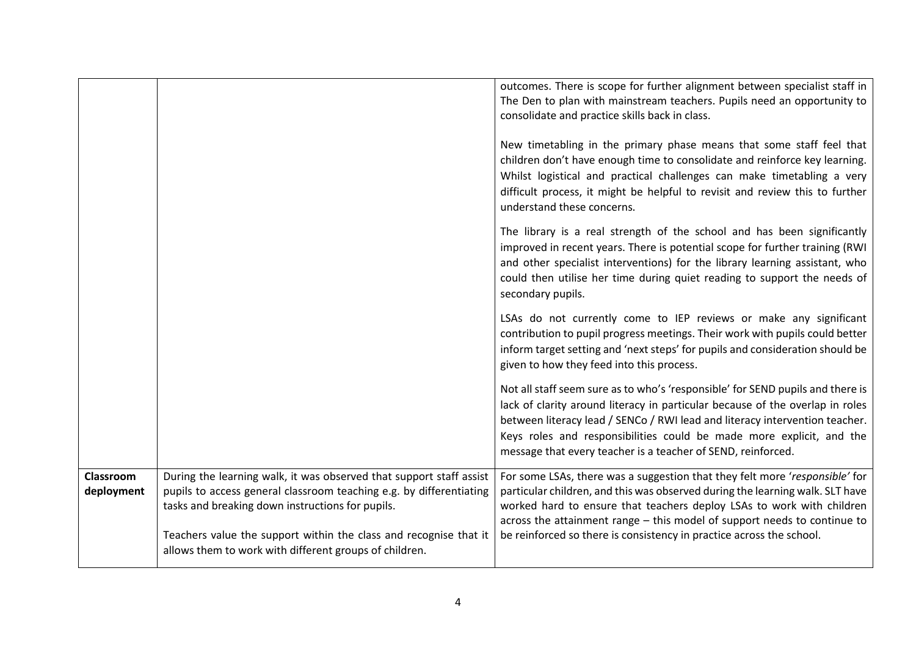| | | |
|---|---|---|
| | | outcomes. There is scope for further alignment between specialist staff in The Den to plan with mainstream teachers. Pupils need an opportunity to consolidate and practice skills back in class.<br><br>New timetabling in the primary phase means that some staff feel that children don't have enough time to consolidate and reinforce key learning. Whilst logistical and practical challenges can make timetabling a very difficult process, it might be helpful to revisit and review this to further understand these concerns.<br><br>The library is a real strength of the school and has been significantly improved in recent years. There is potential scope for further training (RWI and other specialist interventions) for the library learning assistant, who could then utilise her time during quiet reading to support the needs of secondary pupils.<br><br>LSAs do not currently come to IEP reviews or make any significant contribution to pupil progress meetings. Their work with pupils could better inform target setting and 'next steps' for pupils and consideration should be given to how they feed into this process.<br><br>Not all staff seem sure as to who's 'responsible' for SEND pupils and there is lack of clarity around literacy in particular because of the overlap in roles between literacy lead / SENCo / RWI lead and literacy intervention teacher. Keys roles and responsibilities could be made more explicit, and the message that every teacher is a teacher of SEND, reinforced. |
| **Classroom deployment** | During the learning walk, it was observed that support staff assist pupils to access general classroom teaching e.g. by differentiating tasks and breaking down instructions for pupils.<br><br>Teachers value the support within the class and recognise that it allows them to work with different groups of children. | For some LSAs, there was a suggestion that they felt more '*responsible'* for particular children, and this was observed during the learning walk. SLT have worked hard to ensure that teachers deploy LSAs to work with children across the attainment range – this model of support needs to continue to be reinforced so there is consistency in practice across the school. |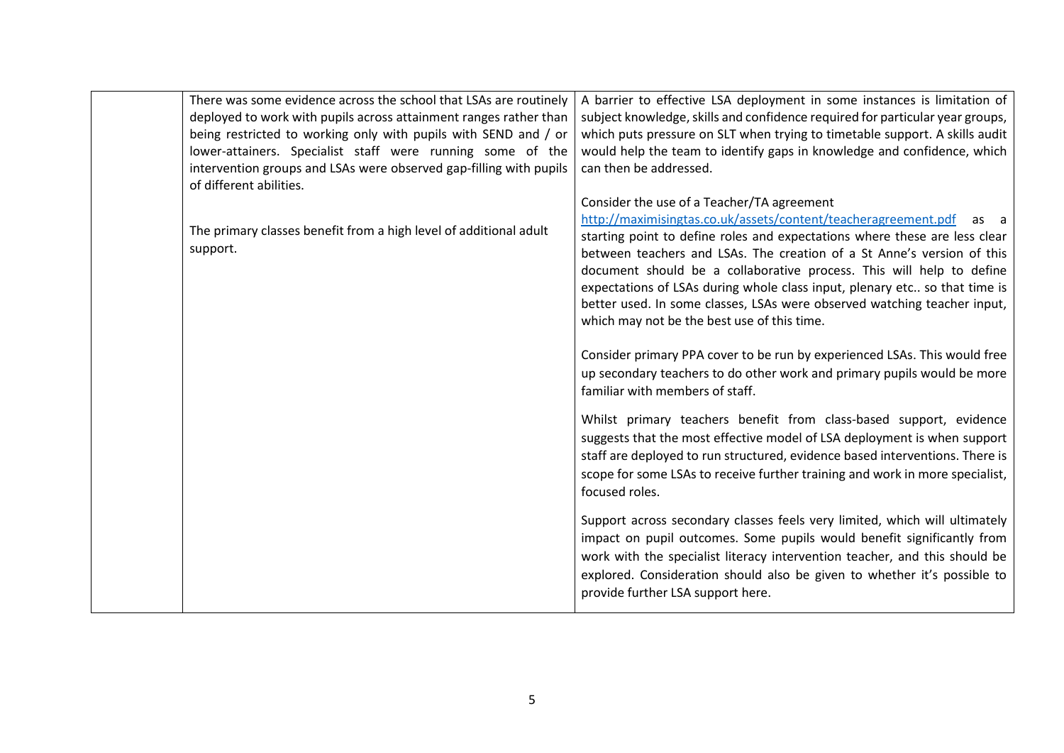| | | |
|---|---|---|
| | There was some evidence across the school that LSAs are routinely deployed to work with pupils across attainment ranges rather than being restricted to working only with pupils with SEND and / or lower-attainers. Specialist staff were running some of the intervention groups and LSAs were observed gap-filling with pupils of different abilities.<br><br>The primary classes benefit from a high level of additional adult support. | A barrier to effective LSA deployment in some instances is limitation of subject knowledge, skills and confidence required for particular year groups, which puts pressure on SLT when trying to timetable support. A skills audit would help the team to identify gaps in knowledge and confidence, which can then be addressed.<br><br>Consider the use of a Teacher/TA agreement [http://maximisingtas.co.uk/assets/content/teacheragreement.pdf](http://maximisingtas.co.uk/assets/content/teacheragreement.pdf) as a starting point to define roles and expectations where these are less clear between teachers and LSAs. The creation of a St Anne's version of this document should be a collaborative process. This will help to define expectations of LSAs during whole class input, plenary etc.. so that time is better used. In some classes, LSAs were observed watching teacher input, which may not be the best use of this time.<br><br>Consider primary PPA cover to be run by experienced LSAs. This would free up secondary teachers to do other work and primary pupils would be more familiar with members of staff.<br><br>Whilst primary teachers benefit from class-based support, evidence suggests that the most effective model of LSA deployment is when support staff are deployed to run structured, evidence based interventions. There is scope for some LSAs to receive further training and work in more specialist, focused roles.<br><br>Support across secondary classes feels very limited, which will ultimately impact on pupil outcomes. Some pupils would benefit significantly from work with the specialist literacy intervention teacher, and this should be explored. Consideration should also be given to whether it's possible to provide further LSA support here. |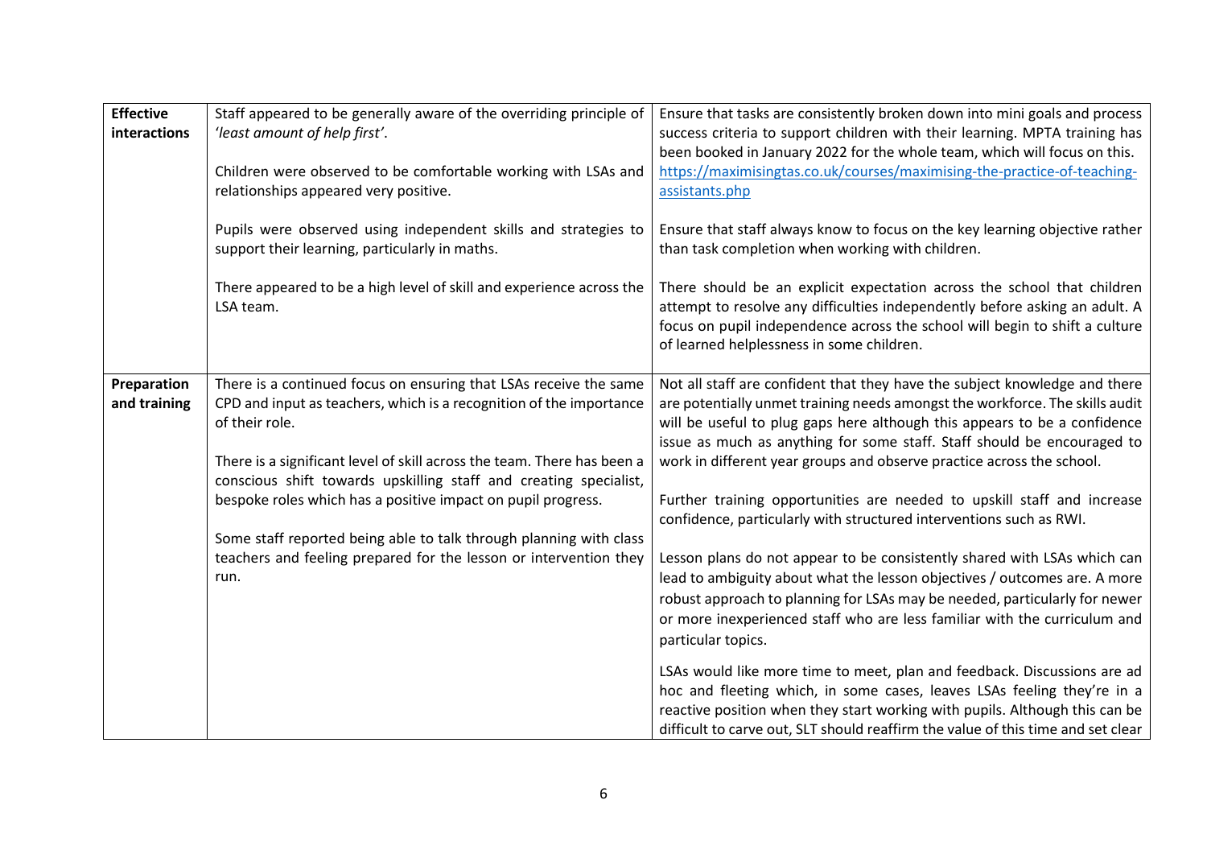| | | |
|---|---|---|
| **Effective interactions** | Staff appeared to be generally aware of the overriding principle of '*least amount of help first*'.<br><br>Children were observed to be comfortable working with LSAs and relationships appeared very positive.<br><br>Pupils were observed using independent skills and strategies to support their learning, particularly in maths.<br><br>There appeared to be a high level of skill and experience across the LSA team. | Ensure that tasks are consistently broken down into mini goals and process success criteria to support children with their learning. MPTA training has been booked in January 2022 for the whole team, which will focus on this. [https://maximisingtas.co.uk/courses/maximising-the-practice-of-teaching-assistants.php](https://maximisingtas.co.uk/courses/maximising-the-practice-of-teaching-assistants.php)<br><br>Ensure that staff always know to focus on the key learning objective rather than task completion when working with children.<br><br>There should be an explicit expectation across the school that children attempt to resolve any difficulties independently before asking an adult. A focus on pupil independence across the school will begin to shift a culture of learned helplessness in some children. |
| **Preparation and training** | There is a continued focus on ensuring that LSAs receive the same CPD and input as teachers, which is a recognition of the importance of their role.<br><br>There is a significant level of skill across the team. There has been a conscious shift towards upskilling staff and creating specialist, bespoke roles which has a positive impact on pupil progress.<br><br>Some staff reported being able to talk through planning with class teachers and feeling prepared for the lesson or intervention they run. | Not all staff are confident that they have the subject knowledge and there are potentially unmet training needs amongst the workforce. The skills audit will be useful to plug gaps here although this appears to be a confidence issue as much as anything for some staff. Staff should be encouraged to work in different year groups and observe practice across the school.<br><br>Further training opportunities are needed to upskill staff and increase confidence, particularly with structured interventions such as RWI.<br><br>Lesson plans do not appear to be consistently shared with LSAs which can lead to ambiguity about what the lesson objectives / outcomes are. A more robust approach to planning for LSAs may be needed, particularly for newer or more inexperienced staff who are less familiar with the curriculum and particular topics.<br><br>LSAs would like more time to meet, plan and feedback. Discussions are ad hoc and fleeting which, in some cases, leaves LSAs feeling they're in a reactive position when they start working with pupils. Although this can be difficult to carve out, SLT should reaffirm the value of this time and set clear |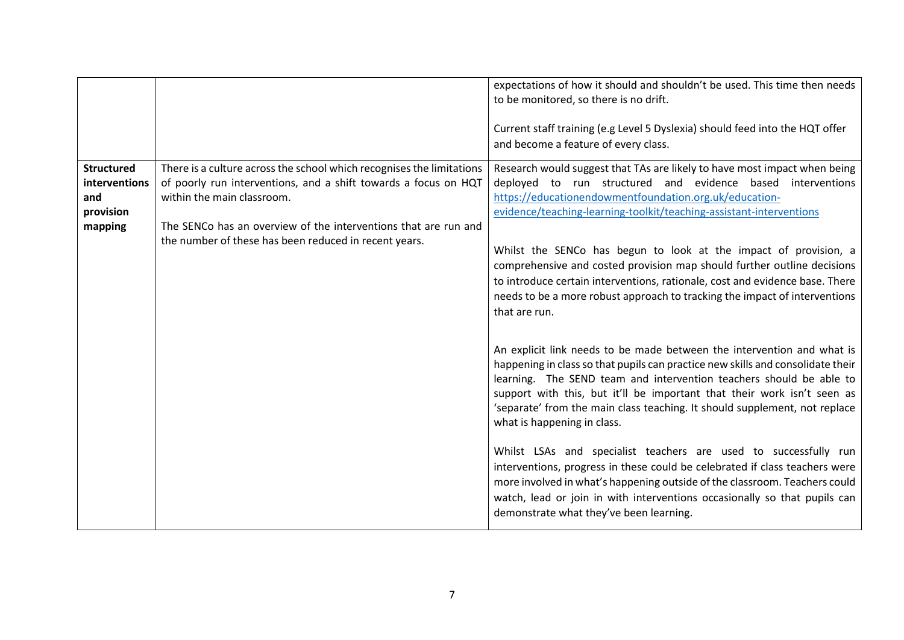| | | |
|---|---|---|
| | | expectations of how it should and shouldn't be used. This time then needs to be monitored, so there is no drift.<br><br>Current staff training (e.g Level 5 Dyslexia) should feed into the HQT offer and become a feature of every class. |
| **Structured interventions and provision mapping** | There is a culture across the school which recognises the limitations of poorly run interventions, and a shift towards a focus on HQT within the main classroom.<br><br>The SENCo has an overview of the interventions that are run and the number of these has been reduced in recent years. | Research would suggest that TAs are likely to have most impact when being deployed to run structured and evidence based interventions [https://educationendowmentfoundation.org.uk/education-evidence/teaching-learning-toolkit/teaching-assistant-interventions](https://educationendowmentfoundation.org.uk/education-evidence/teaching-learning-toolkit/teaching-assistant-interventions)<br><br>Whilst the SENCo has begun to look at the impact of provision, a comprehensive and costed provision map should further outline decisions to introduce certain interventions, rationale, cost and evidence base. There needs to be a more robust approach to tracking the impact of interventions that are run.<br><br>An explicit link needs to be made between the intervention and what is happening in class so that pupils can practice new skills and consolidate their learning. The SEND team and intervention teachers should be able to support with this, but it'll be important that their work isn't seen as 'separate' from the main class teaching. It should supplement, not replace what is happening in class.<br><br>Whilst LSAs and specialist teachers are used to successfully run interventions, progress in these could be celebrated if class teachers were more involved in what's happening outside of the classroom. Teachers could watch, lead or join in with interventions occasionally so that pupils can demonstrate what they've been learning. |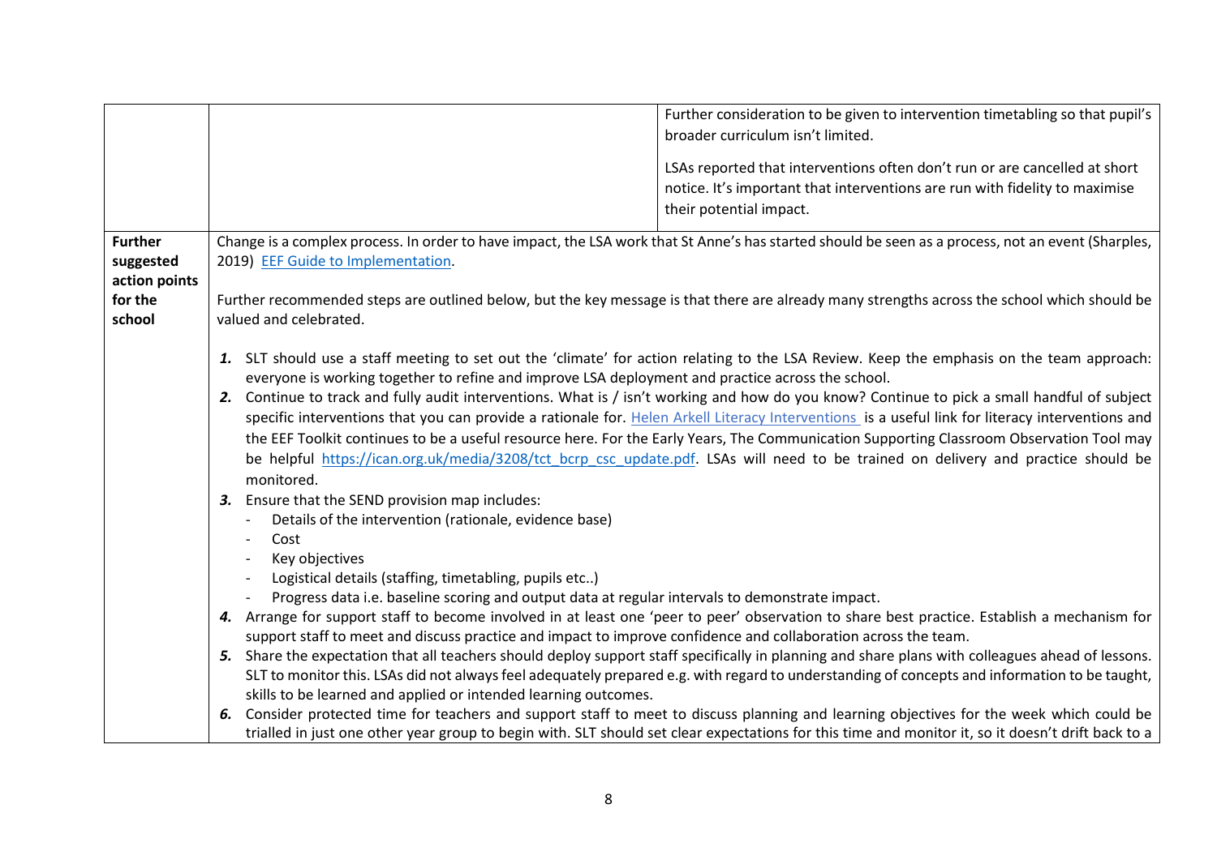| | | |
|---|---|---|
| | | Further consideration to be given to intervention timetabling so that pupil's broader curriculum isn't limited.<br><br>LSAs reported that interventions often don't run or are cancelled at short notice. It's important that interventions are run with fidelity to maximise their potential impact. |
| **Further suggested action points for the school** | Change is a complex process. In order to have impact, the LSA work that St Anne's has started should be seen as a process, not an event (Sharples, 2019) [EEF Guide to Implementation](EEF Guide to Implementation).<br><br>Further recommended steps are outlined below, but the key message is that there are already many strengths across the school which should be valued and celebrated.<br><br>***1.*** SLT should use a staff meeting to set out the 'climate' for action relating to the LSA Review. Keep the emphasis on the team approach: everyone is working together to refine and improve LSA deployment and practice across the school.<br>***2.*** Continue to track and fully audit interventions. What is / isn't working and how do you know? Continue to pick a small handful of subject specific interventions that you can provide a rationale for. Helen Arkell Literacy Interventions is a useful link for literacy interventions and the EEF Toolkit continues to be a useful resource here. For the Early Years, The Communication Supporting Classroom Observation Tool may be helpful https://ican.org.uk/media/3208/tct_bcrp_csc_update.pdf. LSAs will need to be trained on delivery and practice should be monitored.<br>***3.*** Ensure that the SEND provision map includes:<br>- Details of the intervention (rationale, evidence base)<br>- Cost<br>- Key objectives<br>- Logistical details (staffing, timetabling, pupils etc..)<br>- Progress data i.e. baseline scoring and output data at regular intervals to demonstrate impact.<br>***4.*** Arrange for support staff to become involved in at least one 'peer to peer' observation to share best practice. Establish a mechanism for support staff to meet and discuss practice and impact to improve confidence and collaboration across the team.<br>***5.*** Share the expectation that all teachers should deploy support staff specifically in planning and share plans with colleagues ahead of lessons. SLT to monitor this. LSAs did not always feel adequately prepared e.g. with regard to understanding of concepts and information to be taught, skills to be learned and applied or intended learning outcomes.<br>***6.*** Consider protected time for teachers and support staff to meet to discuss planning and learning objectives for the week which could be trialled in just one other year group to begin with. SLT should set clear expectations for this time and monitor it, so it doesn't drift back to a | |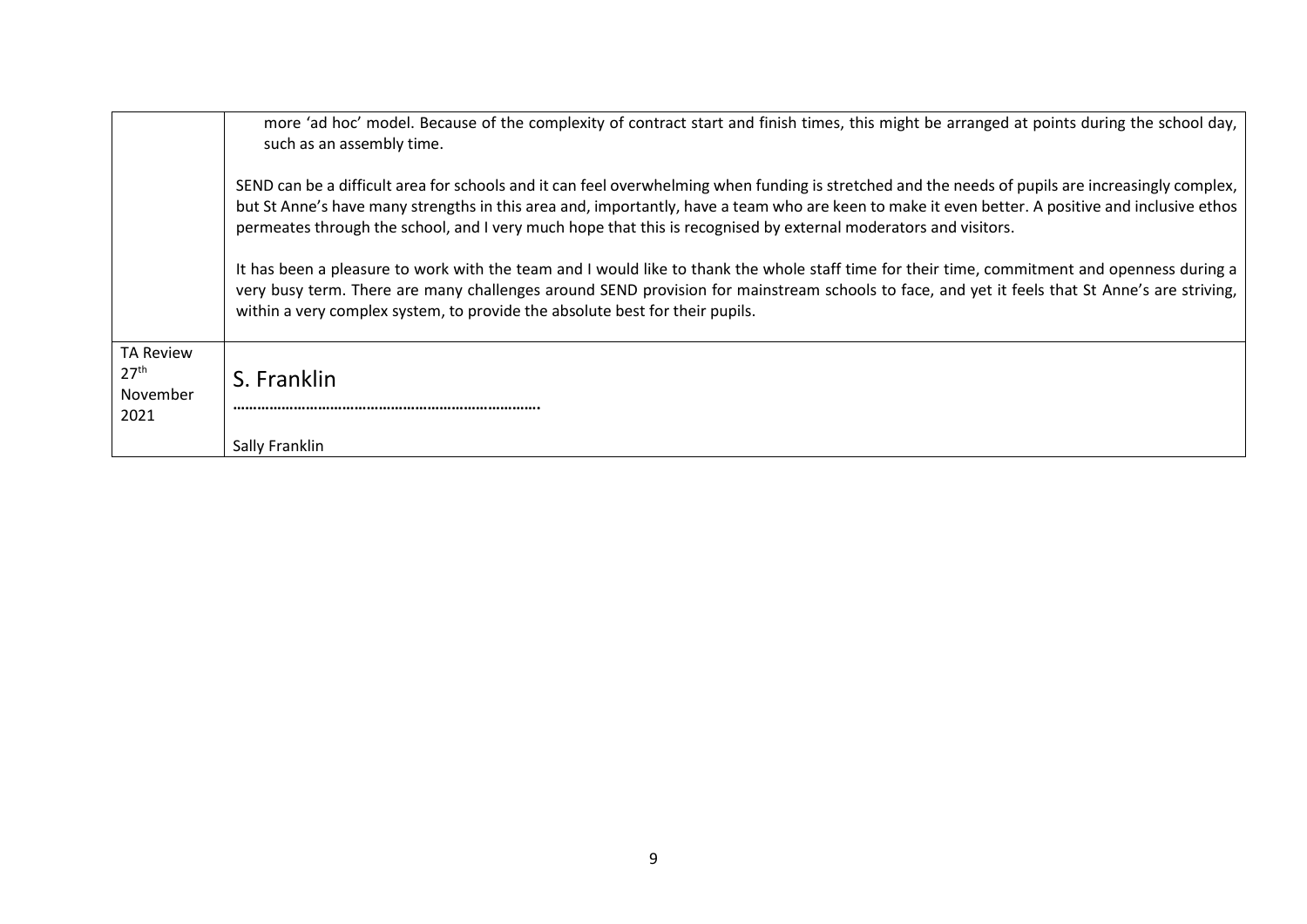| | |
|---|---|
| | more 'ad hoc' model. Because of the complexity of contract start and finish times, this might be arranged at points during the school day, such as an assembly time.<br><br>SEND can be a difficult area for schools and it can feel overwhelming when funding is stretched and the needs of pupils are increasingly complex, but St Anne's have many strengths in this area and, importantly, have a team who are keen to make it even better. A positive and inclusive ethos permeates through the school, and I very much hope that this is recognised by external moderators and visitors.<br><br>It has been a pleasure to work with the team and I would like to thank the whole staff time for their time, commitment and openness during a very busy term. There are many challenges around SEND provision for mainstream schools to face, and yet it feels that St Anne's are striving, within a very complex system, to provide the absolute best for their pupils. |
| TA Review 27th November 2021 | S. Franklin<br>……………………………………………………………….<br><br>Sally Franklin |